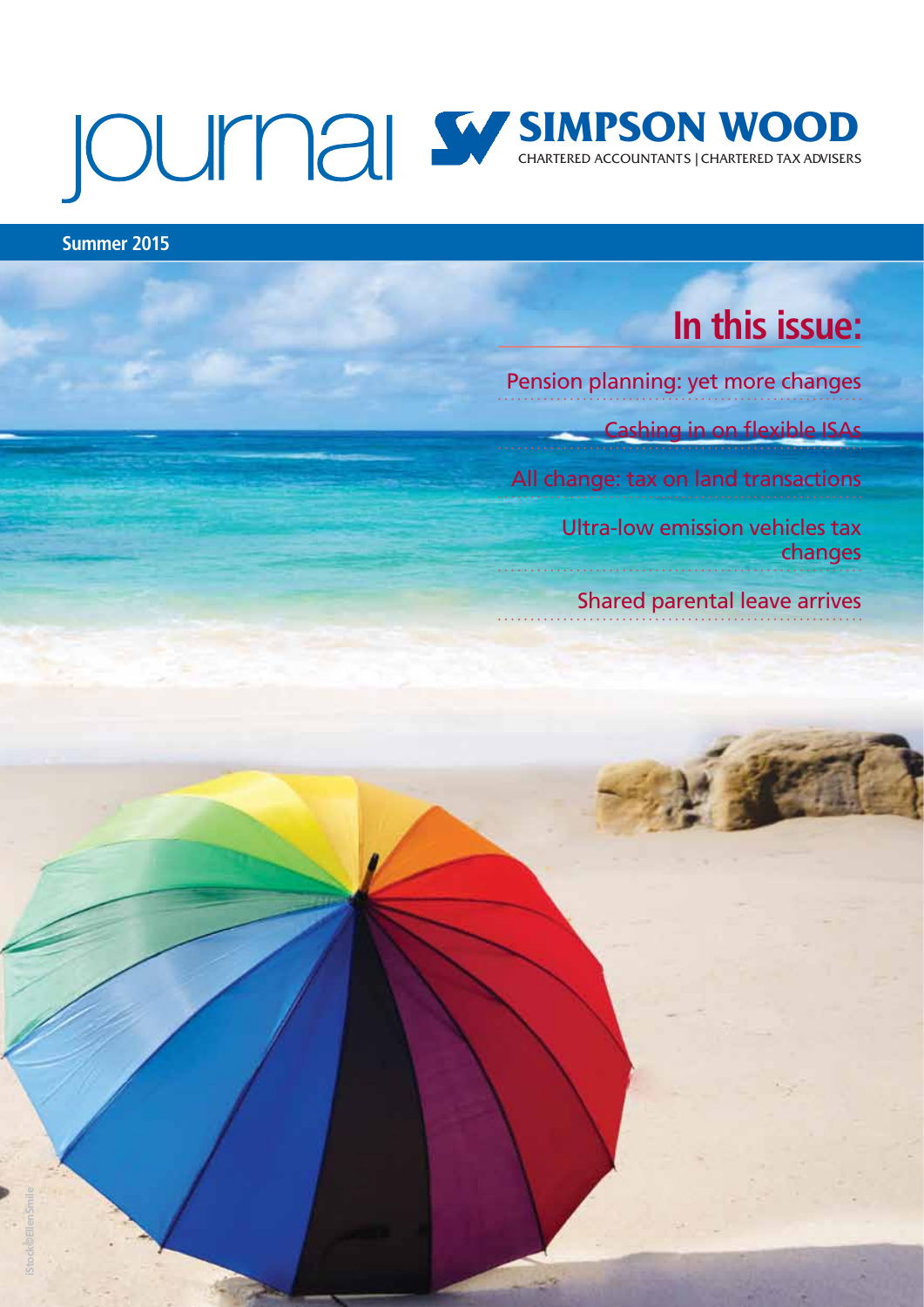# journal

**SIMPSON WOOD**
CHARTERED ACCOUNTANTS | CHARTERED TAX ADVISERS

**Summer 2015**

## In this issue:

- Pension planning: yet more changes
- Cashing in on flexible ISAs
- All change: tax on land transactions
- Ultra-low emission vehicles tax changes
- Shared parental leave arrives

iStock©EllenSmile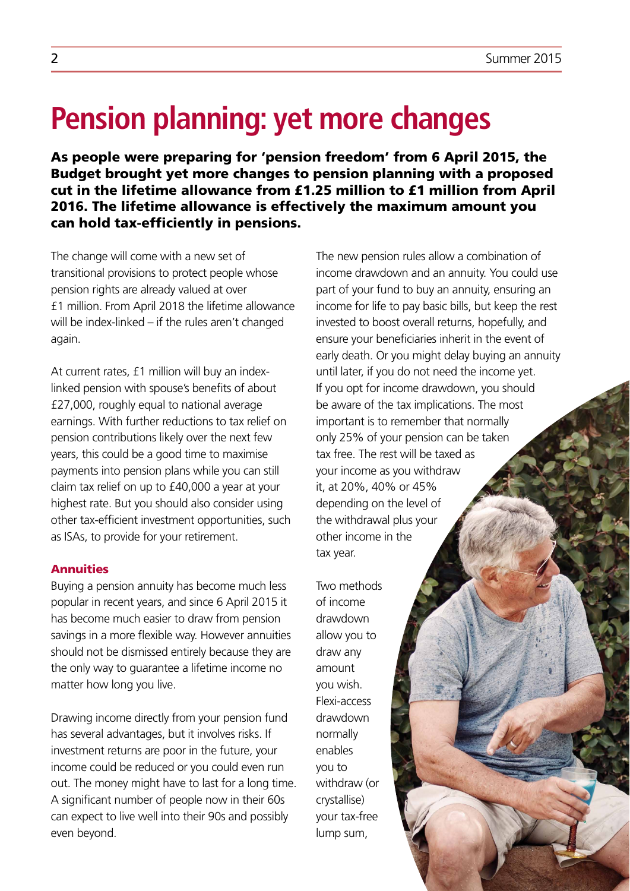# Pension planning: yet more changes

**As people were preparing for 'pension freedom' from 6 April 2015, the Budget brought yet more changes to pension planning with a proposed cut in the lifetime allowance from £1.25 million to £1 million from April 2016. The lifetime allowance is effectively the maximum amount you can hold tax-efficiently in pensions.**

The change will come with a new set of transitional provisions to protect people whose pension rights are already valued at over £1 million. From April 2018 the lifetime allowance will be index-linked – if the rules aren't changed again.

At current rates, £1 million will buy an index-linked pension with spouse's benefits of about £27,000, roughly equal to national average earnings. With further reductions to tax relief on pension contributions likely over the next few years, this could be a good time to maximise payments into pension plans while you can still claim tax relief on up to £40,000 a year at your highest rate. But you should also consider using other tax-efficient investment opportunities, such as ISAs, to provide for your retirement.

### Annuities

Buying a pension annuity has become much less popular in recent years, and since 6 April 2015 it has become much easier to draw from pension savings in a more flexible way. However annuities should not be dismissed entirely because they are the only way to guarantee a lifetime income no matter how long you live.

Drawing income directly from your pension fund has several advantages, but it involves risks. If investment returns are poor in the future, your income could be reduced or you could even run out. The money might have to last for a long time. A significant number of people now in their 60s can expect to live well into their 90s and possibly even beyond.

The new pension rules allow a combination of income drawdown and an annuity. You could use part of your fund to buy an annuity, ensuring an income for life to pay basic bills, but keep the rest invested to boost overall returns, hopefully, and ensure your beneficiaries inherit in the event of early death. Or you might delay buying an annuity until later, if you do not need the income yet. If you opt for income drawdown, you should be aware of the tax implications. The most important is to remember that normally only 25% of your pension can be taken tax free. The rest will be taxed as your income as you withdraw it, at 20%, 40% or 45% depending on the level of the withdrawal plus your other income in the tax year.

Two methods of income drawdown allow you to draw any amount you wish. Flexi-access drawdown normally enables you to withdraw (or crystallise) your tax-free lump sum,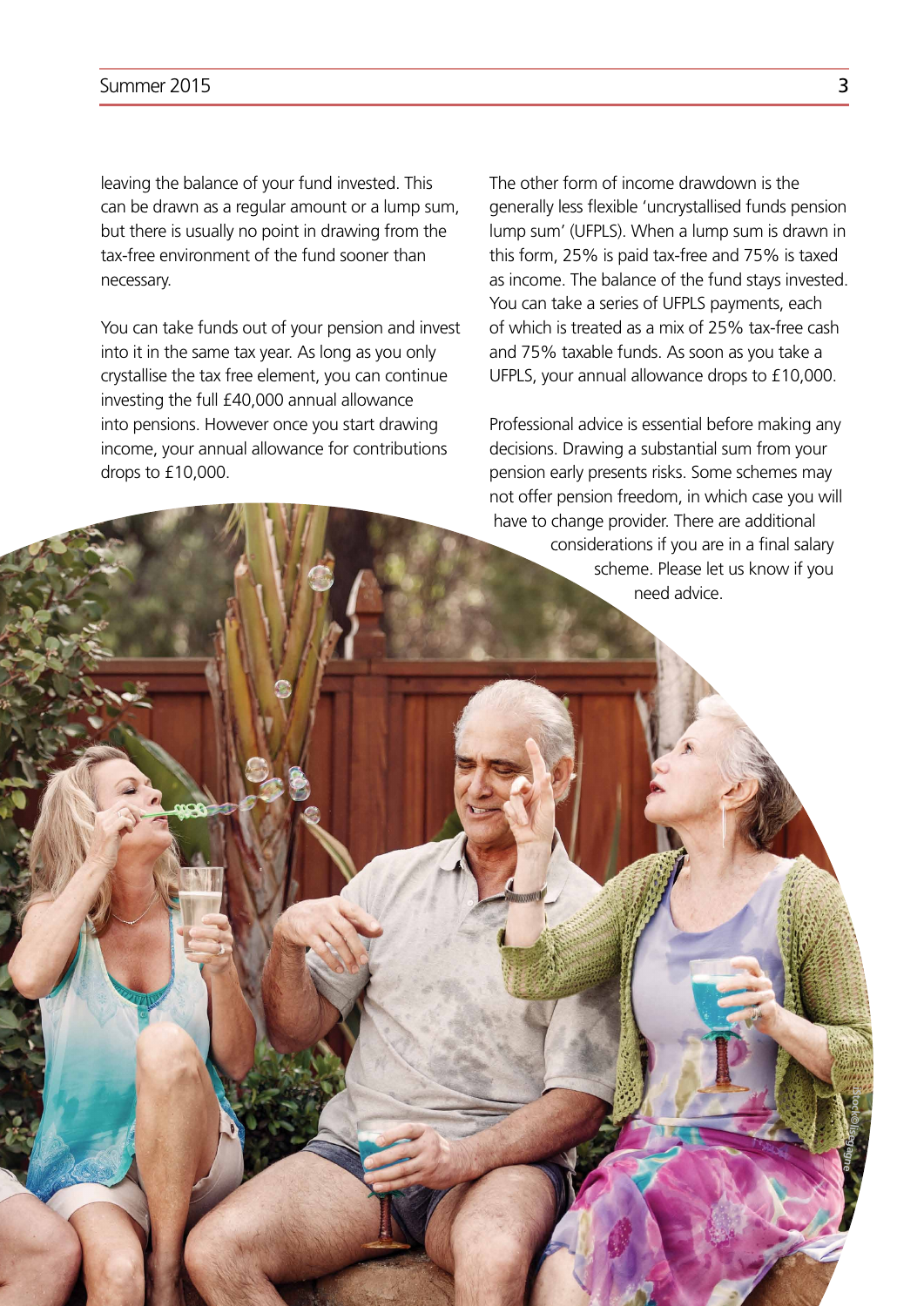leaving the balance of your fund invested. This can be drawn as a regular amount or a lump sum, but there is usually no point in drawing from the tax-free environment of the fund sooner than necessary.

You can take funds out of your pension and invest into it in the same tax year. As long as you only crystallise the tax free element, you can continue investing the full £40,000 annual allowance into pensions. However once you start drawing income, your annual allowance for contributions drops to £10,000.

The other form of income drawdown is the generally less flexible 'uncrystallised funds pension lump sum' (UFPLS). When a lump sum is drawn in this form, 25% is paid tax-free and 75% is taxed as income. The balance of the fund stays invested. You can take a series of UFPLS payments, each of which is treated as a mix of 25% tax-free cash and 75% taxable funds. As soon as you take a UFPLS, your annual allowance drops to £10,000.

Professional advice is essential before making any decisions. Drawing a substantial sum from your pension early presents risks. Some schemes may not offer pension freedom, in which case you will have to change provider. There are additional considerations if you are in a final salary scheme. Please let us know if you need advice.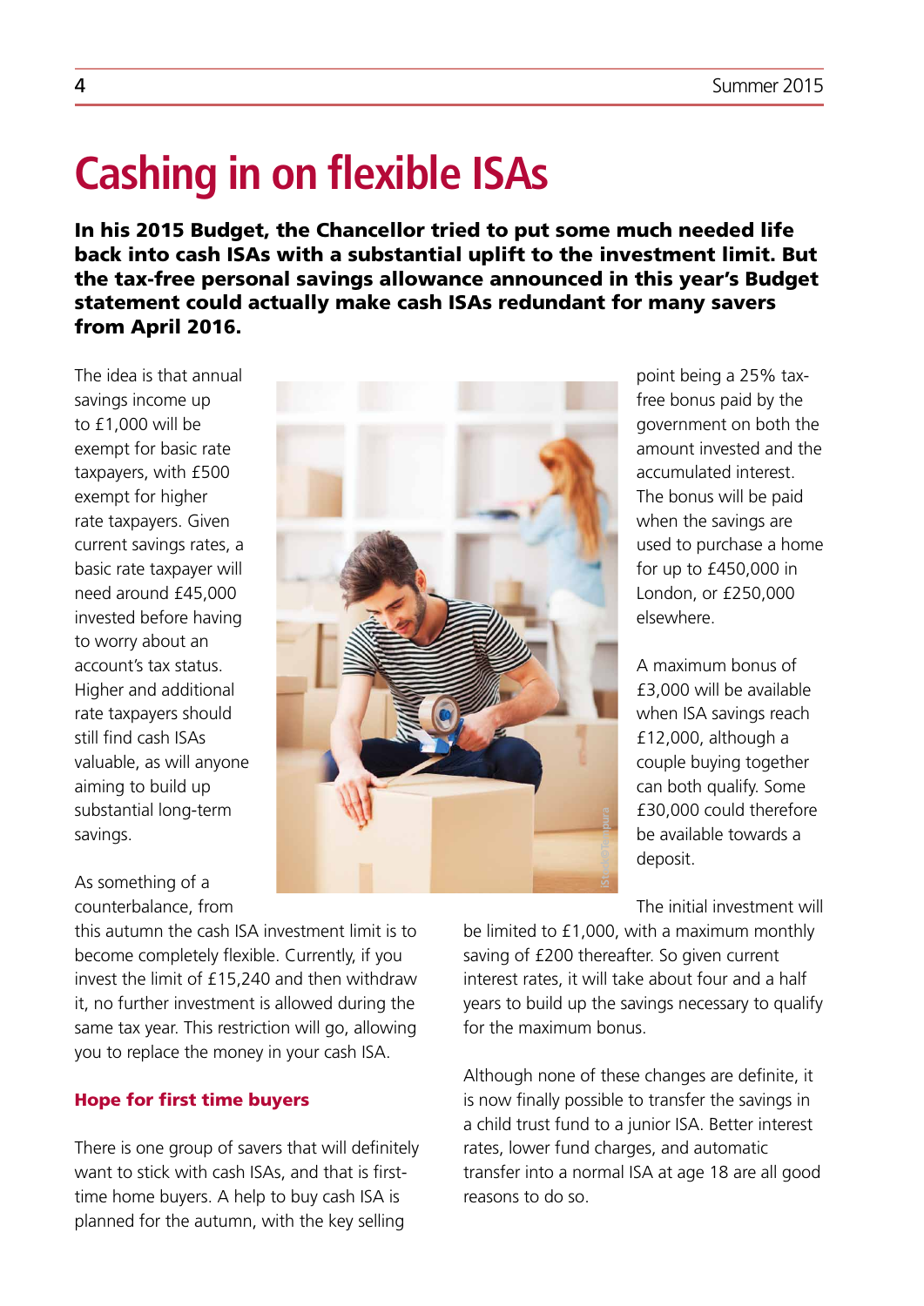# Cashing in on flexible ISAs

**In his 2015 Budget, the Chancellor tried to put some much needed life back into cash ISAs with a substantial uplift to the investment limit. But the tax-free personal savings allowance announced in this year's Budget statement could actually make cash ISAs redundant for many savers from April 2016.**

The idea is that annual savings income up to £1,000 will be exempt for basic rate taxpayers, with £500 exempt for higher rate taxpayers. Given current savings rates, a basic rate taxpayer will need around £45,000 invested before having to worry about an account's tax status. Higher and additional rate taxpayers should still find cash ISAs valuable, as will anyone aiming to build up substantial long-term savings.

As something of a counterbalance, from this autumn the cash ISA investment limit is to become completely flexible. Currently, if you invest the limit of £15,240 and then withdraw it, no further investment is allowed during the same tax year. This restriction will go, allowing you to replace the money in your cash ISA.

## Hope for first time buyers

There is one group of savers that will definitely want to stick with cash ISAs, and that is first-time home buyers. A help to buy cash ISA is planned for the autumn, with the key selling point being a 25% tax-free bonus paid by the government on both the amount invested and the accumulated interest. The bonus will be paid when the savings are used to purchase a home for up to £450,000 in London, or £250,000 elsewhere.

A maximum bonus of £3,000 will be available when ISA savings reach £12,000, although a couple buying together can both qualify. Some £30,000 could therefore be available towards a deposit.

The initial investment will be limited to £1,000, with a maximum monthly saving of £200 thereafter. So given current interest rates, it will take about four and a half years to build up the savings necessary to qualify for the maximum bonus.

Although none of these changes are definite, it is now finally possible to transfer the savings in a child trust fund to a junior ISA. Better interest rates, lower fund charges, and automatic transfer into a normal ISA at age 18 are all good reasons to do so.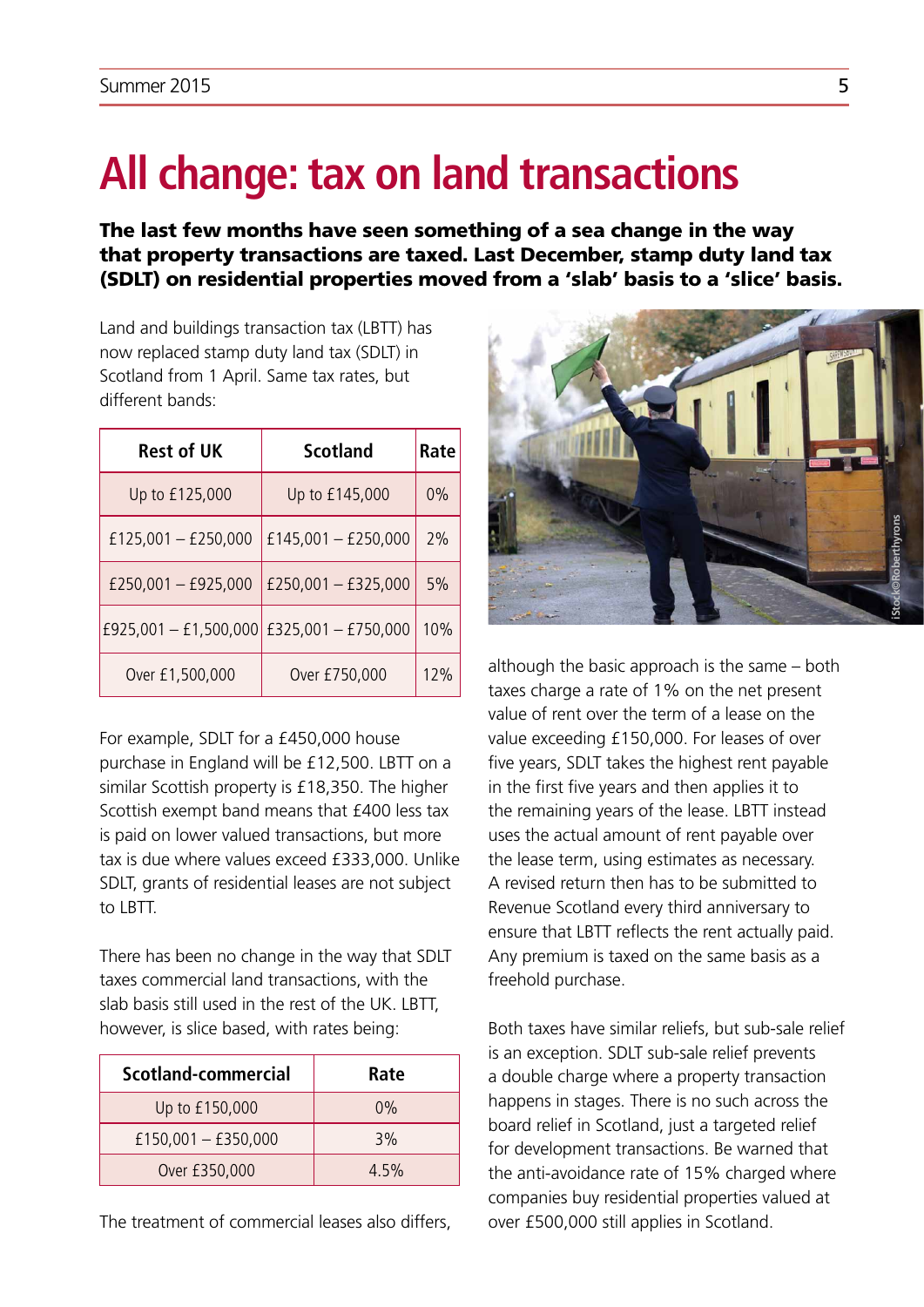# All change: tax on land transactions

**The last few months have seen something of a sea change in the way that property transactions are taxed. Last December, stamp duty land tax (SDLT) on residential properties moved from a 'slab' basis to a 'slice' basis.**

Land and buildings transaction tax (LBTT) has now replaced stamp duty land tax (SDLT) in Scotland from 1 April. Same tax rates, but different bands:

| Rest of UK | Scotland | Rate |
|---|---|---|
| Up to £125,000 | Up to £145,000 | 0% |
| £125,001 – £250,000 | £145,001 – £250,000 | 2% |
| £250,001 – £925,000 | £250,001 – £325,000 | 5% |
| £925,001 – £1,500,000 | £325,001 – £750,000 | 10% |
| Over £1,500,000 | Over £750,000 | 12% |

For example, SDLT for a £450,000 house purchase in England will be £12,500. LBTT on a similar Scottish property is £18,350. The higher Scottish exempt band means that £400 less tax is paid on lower valued transactions, but more tax is due where values exceed £333,000. Unlike SDLT, grants of residential leases are not subject to LBTT.

There has been no change in the way that SDLT taxes commercial land transactions, with the slab basis still used in the rest of the UK. LBTT, however, is slice based, with rates being:

| Scotland-commercial | Rate |
|---|---|
| Up to £150,000 | 0% |
| £150,001 – £350,000 | 3% |
| Over £350,000 | 4.5% |

The treatment of commercial leases also differs, although the basic approach is the same – both taxes charge a rate of 1% on the net present value of rent over the term of a lease on the value exceeding £150,000. For leases of over five years, SDLT takes the highest rent payable in the first five years and then applies it to the remaining years of the lease. LBTT instead uses the actual amount of rent payable over the lease term, using estimates as necessary. A revised return then has to be submitted to Revenue Scotland every third anniversary to ensure that LBTT reflects the rent actually paid. Any premium is taxed on the same basis as a freehold purchase.

Both taxes have similar reliefs, but sub-sale relief is an exception. SDLT sub-sale relief prevents a double charge where a property transaction happens in stages. There is no such across the board relief in Scotland, just a targeted relief for development transactions. Be warned that the anti-avoidance rate of 15% charged where companies buy residential properties valued at over £500,000 still applies in Scotland.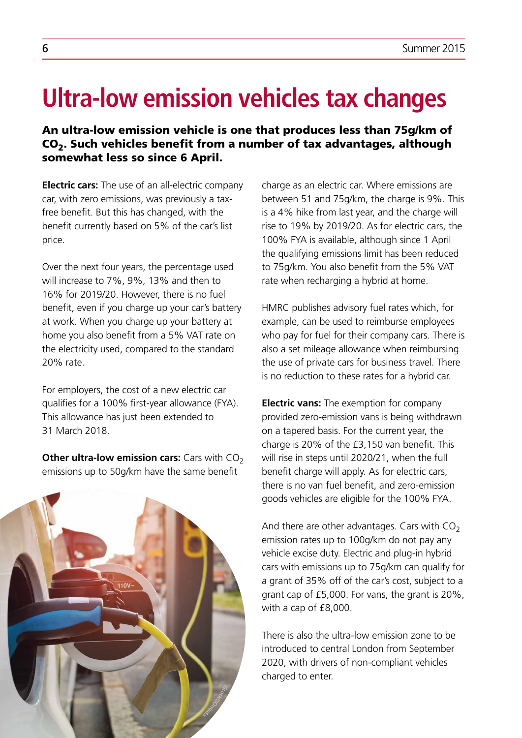# Ultra-low emission vehicles tax changes

**An ultra-low emission vehicle is one that produces less than 75g/km of $CO_2$. Such vehicles benefit from a number of tax advantages, although somewhat less so since 6 April.**

**Electric cars:** The use of an all-electric company car, with zero emissions, was previously a tax-free benefit. But this has changed, with the benefit currently based on 5% of the car's list price.

Over the next four years, the percentage used will increase to 7%, 9%, 13% and then to 16% for 2019/20. However, there is no fuel benefit, even if you charge up your car's battery at work. When you charge up your battery at home you also benefit from a 5% VAT rate on the electricity used, compared to the standard 20% rate.

For employers, the cost of a new electric car qualifies for a 100% first-year allowance (FYA). This allowance has just been extended to 31 March 2018.

**Other ultra-low emission cars:** Cars with $CO_2$ emissions up to 50g/km have the same benefit charge as an electric car. Where emissions are between 51 and 75g/km, the charge is 9%. This is a 4% hike from last year, and the charge will rise to 19% by 2019/20. As for electric cars, the 100% FYA is available, although since 1 April the qualifying emissions limit has been reduced to 75g/km. You also benefit from the 5% VAT rate when recharging a hybrid at home.

HMRC publishes advisory fuel rates which, for example, can be used to reimburse employees who pay for fuel for their company cars. There is also a set mileage allowance when reimbursing the use of private cars for business travel. There is no reduction to these rates for a hybrid car.

**Electric vans:** The exemption for company provided zero-emission vans is being withdrawn on a tapered basis. For the current year, the charge is 20% of the £3,150 van benefit. This will rise in steps until 2020/21, when the full benefit charge will apply. As for electric cars, there is no van fuel benefit, and zero-emission goods vehicles are eligible for the 100% FYA.

And there are other advantages. Cars with $CO_2$ emission rates up to 100g/km do not pay any vehicle excise duty. Electric and plug-in hybrid cars with emissions up to 75g/km can qualify for a grant of 35% off of the car's cost, subject to a grant cap of £5,000. For vans, the grant is 20%, with a cap of £8,000.

There is also the ultra-low emission zone to be introduced to central London from September 2020, with drivers of non-compliant vehicles charged to enter.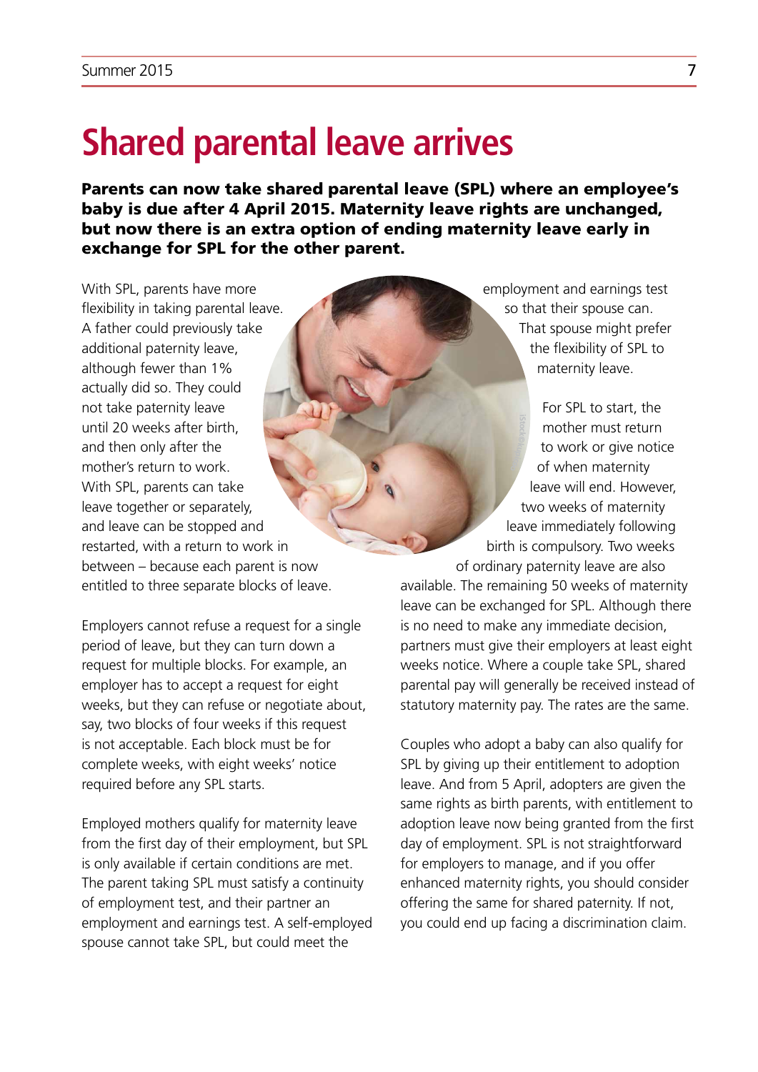# Shared parental leave arrives

**Parents can now take shared parental leave (SPL) where an employee's baby is due after 4 April 2015. Maternity leave rights are unchanged, but now there is an extra option of ending maternity leave early in exchange for SPL for the other parent.**

With SPL, parents have more flexibility in taking parental leave. A father could previously take additional paternity leave, although fewer than 1% actually did so. They could not take paternity leave until 20 weeks after birth, and then only after the mother's return to work. With SPL, parents can take leave together or separately, and leave can be stopped and restarted, with a return to work in between – because each parent is now entitled to three separate blocks of leave.

Employers cannot refuse a request for a single period of leave, but they can turn down a request for multiple blocks. For example, an employer has to accept a request for eight weeks, but they can refuse or negotiate about, say, two blocks of four weeks if this request is not acceptable. Each block must be for complete weeks, with eight weeks' notice required before any SPL starts.

Employed mothers qualify for maternity leave from the first day of their employment, but SPL is only available if certain conditions are met. The parent taking SPL must satisfy a continuity of employment test, and their partner an employment and earnings test. A self-employed spouse cannot take SPL, but could meet the employment and earnings test so that their spouse can. That spouse might prefer the flexibility of SPL to maternity leave.

For SPL to start, the mother must return to work or give notice of when maternity leave will end. However, two weeks of maternity leave immediately following birth is compulsory. Two weeks of ordinary paternity leave are also available. The remaining 50 weeks of maternity leave can be exchanged for SPL. Although there is no need to make any immediate decision, partners must give their employers at least eight weeks notice. Where a couple take SPL, shared parental pay will generally be received instead of statutory maternity pay. The rates are the same.

Couples who adopt a baby can also qualify for SPL by giving up their entitlement to adoption leave. And from 5 April, adopters are given the same rights as birth parents, with entitlement to adoption leave now being granted from the first day of employment. SPL is not straightforward for employers to manage, and if you offer enhanced maternity rights, you should consider offering the same for shared paternity. If not, you could end up facing a discrimination claim.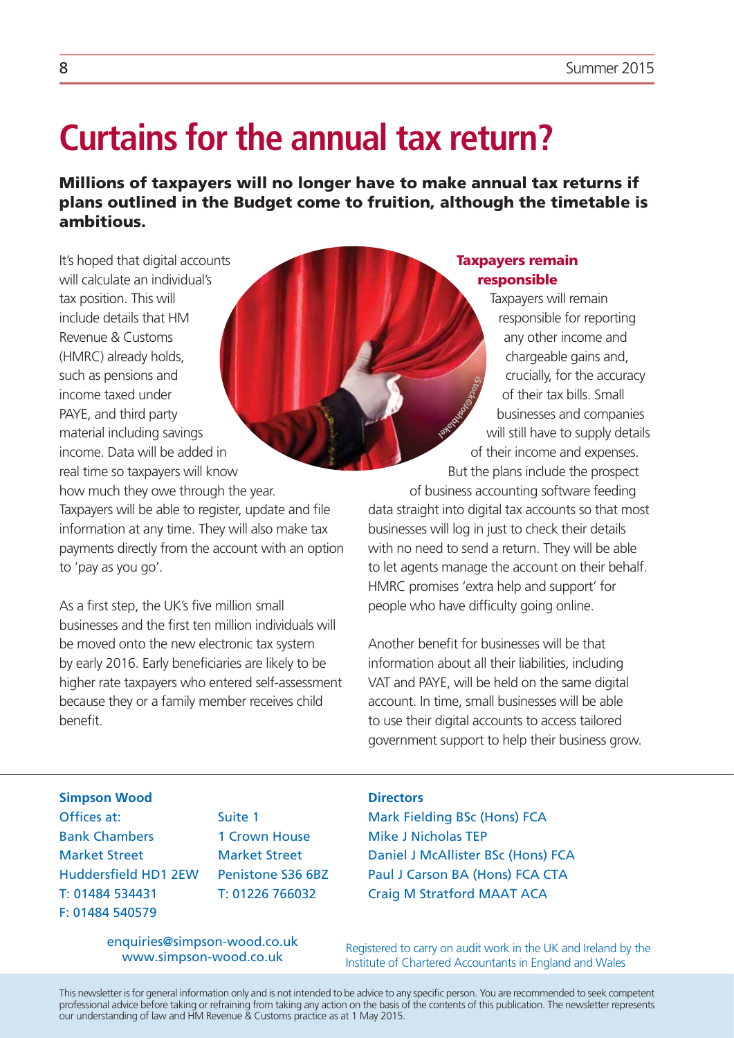# Curtains for the annual tax return?

**Millions of taxpayers will no longer have to make annual tax returns if plans outlined in the Budget come to fruition, although the timetable is ambitious.**

It's hoped that digital accounts will calculate an individual's tax position. This will include details that HM Revenue & Customs (HMRC) already holds, such as pensions and income taxed under PAYE, and third party material including savings income. Data will be added in real time so taxpayers will know how much they owe through the year. Taxpayers will be able to register, update and file information at any time. They will also make tax payments directly from the account with an option to 'pay as you go'.

As a first step, the UK's five million small businesses and the first ten million individuals will be moved onto the new electronic tax system by early 2016. Early beneficiaries are likely to be higher rate taxpayers who entered self-assessment because they or a family member receives child benefit.

### Taxpayers remain responsible

Taxpayers will remain responsible for reporting any other income and chargeable gains and, crucially, for the accuracy of their tax bills. Small businesses and companies will still have to supply details of their income and expenses. But the plans include the prospect of business accounting software feeding data straight into digital tax accounts so that most businesses will log in just to check their details with no need to send a return. They will be able to let agents manage the account on their behalf. HMRC promises 'extra help and support' for people who have difficulty going online.

Another benefit for businesses will be that information about all their liabilities, including VAT and PAYE, will be held on the same digital account. In time, small businesses will be able to use their digital accounts to access tailored government support to help their business grow.

---

**Simpson Wood**

Offices at:
Bank Chambers
Market Street
Huddersfield HD1 2EW
T: 01484 534431
F: 01484 540579

Suite 1
1 Crown House
Market Street
Penistone S36 6BZ
T: 01226 766032

enquiries@simpson-wood.co.uk
www.simpson-wood.co.uk

**Directors**

Mark Fielding BSc (Hons) FCA
Mike J Nicholas TEP
Daniel J McAllister BSc (Hons) FCA
Paul J Carson BA (Hons) FCA CTA
Craig M Stratford MAAT ACA

Registered to carry on audit work in the UK and Ireland by the Institute of Chartered Accountants in England and Wales

This newsletter is for general information only and is not intended to be advice to any specific person. You are recommended to seek competent professional advice before taking or refraining from taking any action on the basis of the contents of this publication. The newsletter represents our understanding of law and HM Revenue & Customs practice as at 1 May 2015.